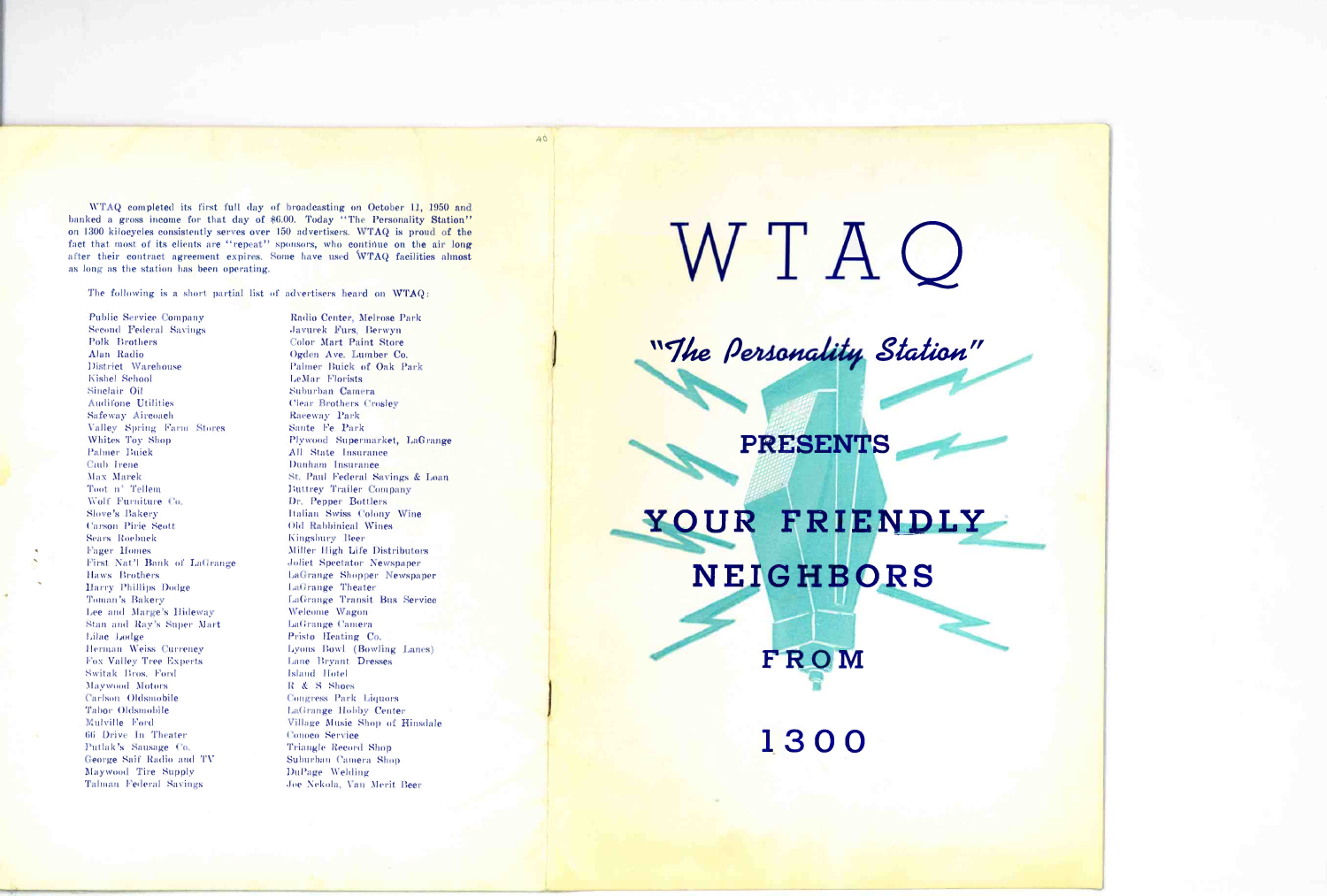WTAQ completed its first full day of broadcasting on October 11, 1950 and banked a gross income for that day of $6.00. Today "The Personality Station" on 1300 kilocycles consistently serves over 150 advertisers. WTAQ is proud of the fact that most of its clients are "repeat" sponsors, who continue on the air long after their contract agreement expires. Some have used WTAQ facilities almost as long as the station has been operating.

The following is a short partial list of advertisers heard on WTAQ:

- Public Service Company
- Second Federal Savings
- Polk Brothers
- Alan Radio
- District Warehouse
- Kishel School
- Sinclair Oil
- Audifone Utilities
- Safeway Aircoach
- Valley Spring Farm Stores
- Whites Toy Shop
- Palmer Buick
- Club Irene
- Max Marek
- Toot n' Tellem
- Wolf Furniture Co.
- Slove's Bakery
- Carson Pirie Scott
- Sears Roebuck
- Fuger Homes
- First Nat'l Bank of LaGrange
- Haws Brothers
- Harry Phillips Dodge
- Toman's Bakery
- Lee and Marge's Hideway
- Stan and Ray's Super Mart
- Lilac Lodge
- Herman Weiss Currency
- Fox Valley Tree Experts
- Switak Bros. Ford
- Maywood Motors
- Carlson Oldsmobile
- Tabor Oldsmobile
- Mulville Ford
- 66 Drive In Theater
- Putlak's Sausage Co.
- George Saif Radio and TV
- Maywood Tire Supply
- Talman Federal Savings
- Radio Center, Melrose Park
- Javurek Furs, Berwyn
- Color Mart Paint Store
- Ogden Ave. Lumber Co.
- Palmer Buick of Oak Park
- LeMar Florists
- Suburban Camera
- Clear Brothers Crosley
- Raceway Park
- Sante Fe Park
- Plywood Supermarket, LaGrange
- All State Insurance
- Dunham Insurance
- St. Paul Federal Savings & Loan
- Buttrey Trailer Company
- Dr. Pepper Bottlers
- Italian Swiss Colony Wine
- Old Rabbinical Wines
- Kingsbury Beer
- Miller High Life Distributors
- Joliet Spectator Newspaper
- LaGrange Shopper Newspaper
- LaGrange Theater
- LaGrange Transit Bus Service
- Welcome Wagon
- LaGrange Camera
- Pristo Heating Co.
- Lyons Bowl (Bowling Lanes)
- Lane Bryant Dresses
- Island Hotel
- R & S Shoes
- Congress Park Liquors
- LaGrange Hobby Center
- Village Music Shop of Hinsdale
- Conoco Service
- Triangle Record Shop
- Suburban Camera Shop
- DuPage Welding
- Joe Nekola, Van Merit Beer

# WTAQ

*"The Personality Station"*

## PRESENTS

## YOUR FRIENDLY NEIGHBORS

## FROM

## 1300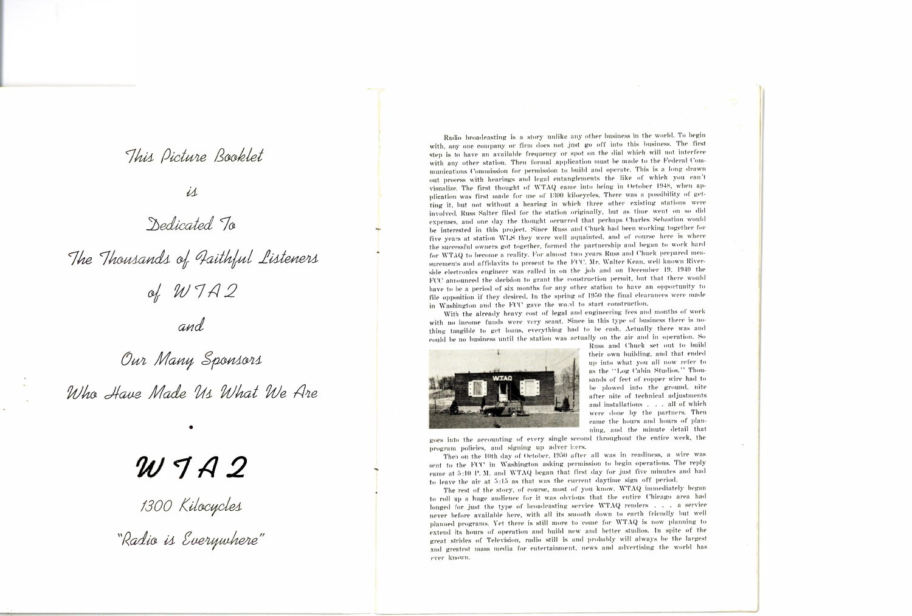*This Picture Booklet*

*is*

*Dedicated To*

*The Thousands of Faithful Listeners*

*of WTAQ*

*and*

*Our Many Sponsors*

*Who Have Made Us What We Are*

•

**WTAQ**

*1300 Kilocycles*

*"Radio is Everywhere"*

Radio broadcasting is a story unlike any other business in the world. To begin with, any one company or firm does not just go off into this business. The first step is to have an available frequency or spot on the dial which will not interfere with any other station. Then formal application must be made to the Federal Communications Commission for permission to build and operate. This is a long drawn out process with hearings and legal entanglements the like of which you can't visualize. The first thought of WTAQ came into being in October 1948, when application was first made for use of 1300 kilocycles. There was a possibility of getting it, but not without a hearing in which three other existing stations were involved. Russ Salter filed for the station originally, but as time went on so did expenses, and one day the thought occurred that perhaps Charles Sebastian would be interested in this project. Since Russ and Chuck had been working together for five years at station WLS they were well aquainted, and of course here is where the successful owners got together, formed the partnership and began to work hard for WTAQ to become a reality. For almost two years Russ and Chuck prepared measurements and affidavits to present to the FCC. Mr. Walter Kean, well known Riverside electronics engineer was called in on the job and on December 19, 1949 the FCC announced the decision to grant the construction permit, but that there would have to be a period of six months for any other station to have an opportunity to file opposition if they desired. In the spring of 1950 the final clearances were made in Washington and the FCC gave the word to start construction.

With the already heavy cost of legal and engineering fees and months of work with no income funds were very scant. Since in this type of business there is nothing tangible to get loans, everything had to be cash. Actually there was and could be no business until the station was actually on the air and in operation. So Russ and Chuck set out to build their own building, and that ended up into what you all now refer to as the "Log Cabin Studios." Thousands of feet of copper wire had to be plowed into the ground, nite after nite of technical adjustments and installations . . . all of which were done by the partners. Then came the hours and hours of planning, and the minute detail that goes into the accounting of every single second throughout the entire week, the program policies, and signing up advertisers.

Then on the 10th day of October, 1950 after all was in readiness, a wire was sent to the FCC in Washington asking permission to begin operations. The reply came at 5:10 P. M. and WTAQ began that first day for just five minutes and had to leave the air at 5:15 as that was the current daytime sign off period.

The rest of the story, of course, most of you know. WTAQ immediately began to roll up a huge audience for it was obvious that the entire Chicago area had longed for just the type of broadcasting service WTAQ renders . . . a service never before available here, with all its smooth down to earth friendly but well planned programs. Yet there is still more to come for WTAQ is now planning to extend its hours of operation and build new and better studios. In spite of the great strides of Television, radio still is and probably will always be the largest and greatest mass media for entertainment, news and advertising the world has ever known.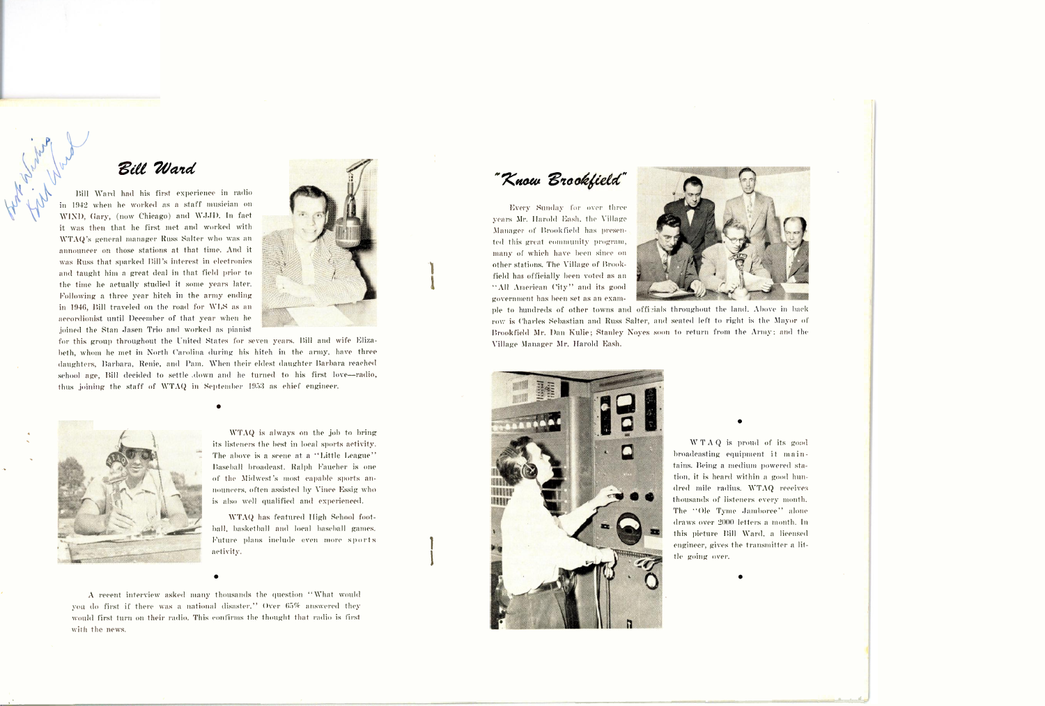*Best Wishes Bill Ward*

## *Bill Ward*

Bill Ward had his first experience in radio in 1942 when he worked as a staff musician on WIND, Gary, (now Chicago) and WJJD. In fact it was then that he first met and worked with WTAQ's general manager Russ Salter who was an announcer on those stations at that time. And it was Russ that sparked Bill's interest in electronics and taught him a great deal in that field prior to the time he actually studied it some years later. Following a three year hitch in the army ending in 1946, Bill traveled on the road for WLS as an accordionist until December of that year when he joined the Stan Jasen Trio and worked as pianist for this group throughout the United States for seven years. Bill and wife Elizabeth, whom he met in North Carolina during his hitch in the army, have three daughters, Barbara, Renie, and Pam. When their eldest daughter Barbara reached school age, Bill decided to settle down and he turned to his first love—radio, thus joining the staff of WTAQ in September 1953 as chief engineer.

•

WTAQ is always on the job to bring its listeners the best in local sports activity. The above is a scene at a "Little League" Baseball broadcast. Ralph Faucher is one of the Midwest's most capable sports announcers, often assisted by Vince Essig who is also well qualified and experienced.

WTAQ has featured High School football, basketball and local baseball games. Future plans include even more sports activity.

•

A recent interview asked many thousands the question "What would you do first if there was a national disaster." Over 65% answered they would first turn on their radio. This confirms the thought that radio is first with the news.

## *"Know Brookfield"*

Every Sunday for over three years Mr. Harold Eash, the Village Manager of Brookfield has presented this great community program, many of which have been since on other stations. The Village of Brookfield has officially been voted as an "All American City" and its good government has been set as an example to hundreds of other towns and officials throughout the land. Above in back row is Charles Sebastian and Russ Salter, and seated left to right is the Mayor of Brookfield Mr. Dan Kulie; Stanley Noyes soon to return from the Army; and the Village Manager Mr. Harold Eash.

•

WTAQ is proud of its good broadcasting equipment it maintains. Being a medium powered station, it is heard within a good hundred mile radius. WTAQ receives thousands of listeners every month. The "Ole Tyme Jamboree" alone draws over 2000 letters a month. In this picture Bill Ward, a licensed engineer, gives the transmitter a little going over.

•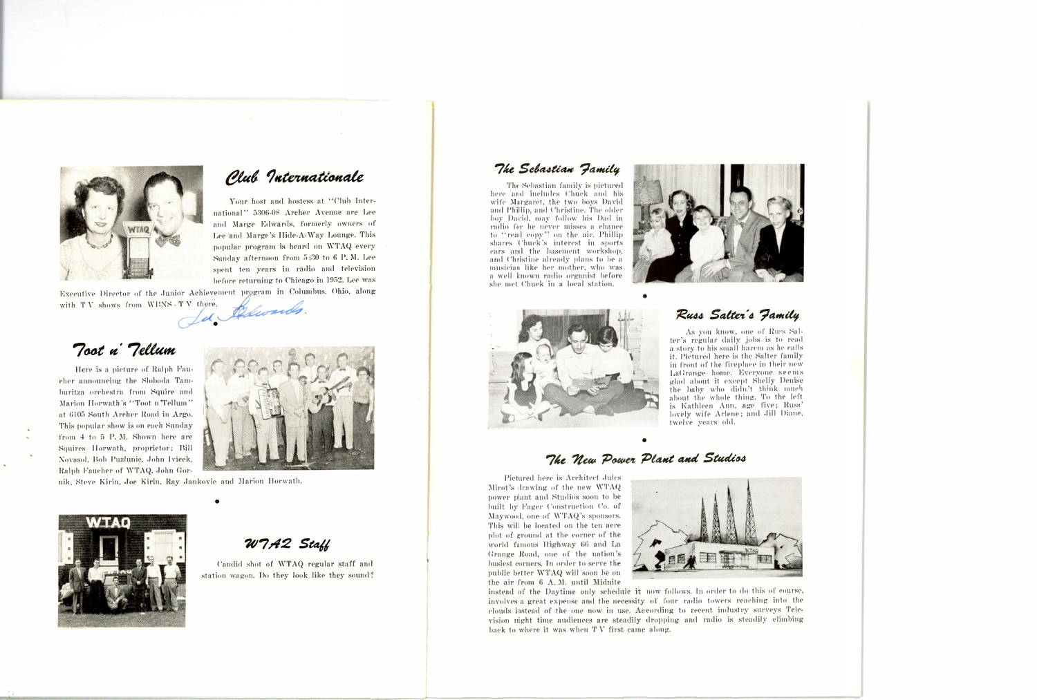## Club Internationale

Your host and hostess at "Club Internationale" 5306-08 Archer Avenue are Lee and Marge Edwards, formerly owners of Lee and Marge's Hide-A-Way Lounge. This popular program is heard on WTAQ every Sunday afternoon from 5:30 to 6 P. M. Lee spent ten years in radio and television before returning to Chicago in 1952. Lee was Executive Director of the Junior Achievement program in Columbus, Ohio, along with T V shows from WBNS - T V there.

Lee Edwards

## Toot n' Tellum

Here is a picture of Ralph Faucher announcing the Sloboda Tamburitza orchestra from Squire and Marion Horwath's "Toot n'Tellum" at 6105 South Archer Road in Argo. This popular show is on each Sunday from 4 to 5 P. M. Shown here are Squires Horwath, proprietor; Bill Novasol, Bob Puzlunic, John Ivicek, Ralph Faucher of WTAQ, John Gornik, Steve Kirin, Joe Kirin, Ray Jankovic and Marion Horwath.

## WTAQ Staff

Candid shot of WTAQ regular staff and station wagon. Do they look like they sound?

## The Sebastian Family

The Sebastian family is pictured here and includes Chuck and his wife Margaret, the two boys David and Phillip, and Christine. The older boy David, may follow his Dad in radio for he never misses a chance to "read copy" on the air. Phillip shares Chuck's interest in sports cars and the basement workshop, and Christine already plans to be a musician like her mother, who was a well known radio organist before she met Chuck in a local station.

## Russ Salter's Family

As you know, one of Russ Salter's regular daily jobs is to read a story to his small harem as he calls it. Pictured here is the Salter family in front of the fireplace in their new LaGrange home. Everyone seems glad about it except Shelly Denise the baby who didn't think much about the whole thing. To the left is Kathleen Ann, age five; Russ' lovely wife Arlene; and Jill Diane, twelve years old.

## The New Power Plant and Studios

Pictured here is Architect Jules Mirot's drawing of the new WTAQ power plant and Studios soon to be built by Fager Construction Co. of Maywood, one of WTAQ's sponsors. This will be located on the ten acre plot of ground at the corner of the world famous Highway 66 and La Grange Road, one of the nation's busiest corners. In order to serve the public better WTAQ will soon be on the air from 6 A. M. until Midnite instead of the Daytime only schedule it now follows. In order to do this of course, involves a great expense and the necessity of four radio towers reaching into the clouds instead of the one now in use. According to recent industry surveys Television night time audiences are steadily dropping and radio is steadily climbing back to where it was when T V first came along.